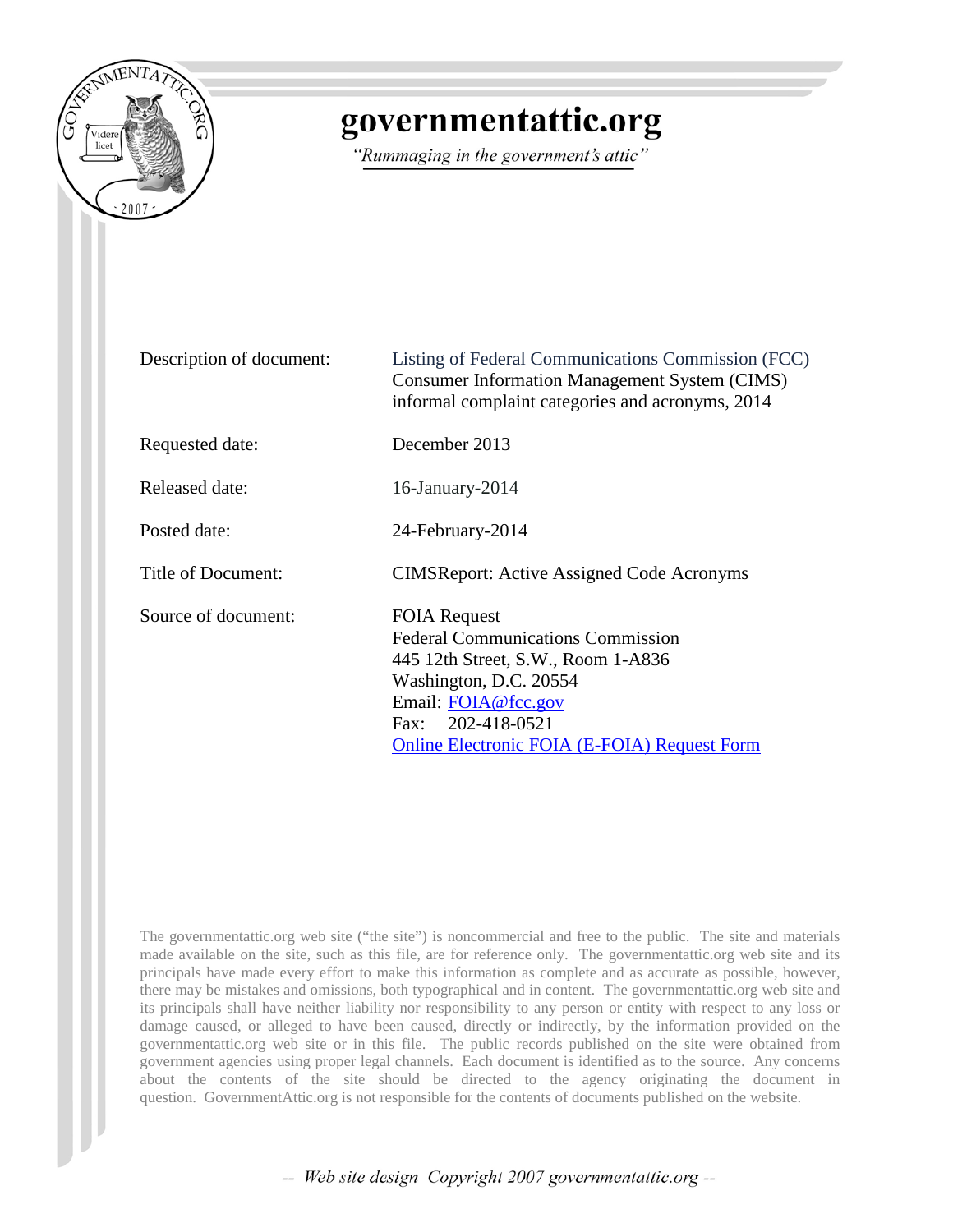# governmentattic.org

*"Rummaging in the government's attic"*

| | |
|---|---|
| Description of document: | Listing of Federal Communications Commission (FCC) Consumer Information Management System (CIMS) informal complaint categories and acronyms, 2014 |
| Requested date: | December 2013 |
| Released date: | 16-January-2014 |
| Posted date: | 24-February-2014 |
| Title of Document: | CIMSReport: Active Assigned Code Acronyms |
| Source of document: | FOIA Request<br>Federal Communications Commission<br>445 12th Street, S.W., Room 1-A836<br>Washington, D.C. 20554<br>Email: FOIA@fcc.gov<br>Fax: 202-418-0521<br>Online Electronic FOIA (E-FOIA) Request Form |

The governmentattic.org web site ("the site") is noncommercial and free to the public. The site and materials made available on the site, such as this file, are for reference only. The governmentattic.org web site and its principals have made every effort to make this information as complete and as accurate as possible, however, there may be mistakes and omissions, both typographical and in content. The governmentattic.org web site and its principals shall have neither liability nor responsibility to any person or entity with respect to any loss or damage caused, or alleged to have been caused, directly or indirectly, by the information provided on the governmentattic.org web site or in this file. The public records published on the site were obtained from government agencies using proper legal channels. Each document is identified as to the source. Any concerns about the contents of the site should be directed to the agency originating the document in question. GovernmentAttic.org is not responsible for the contents of documents published on the website.

-- Web site design Copyright 2007 governmentattic.org --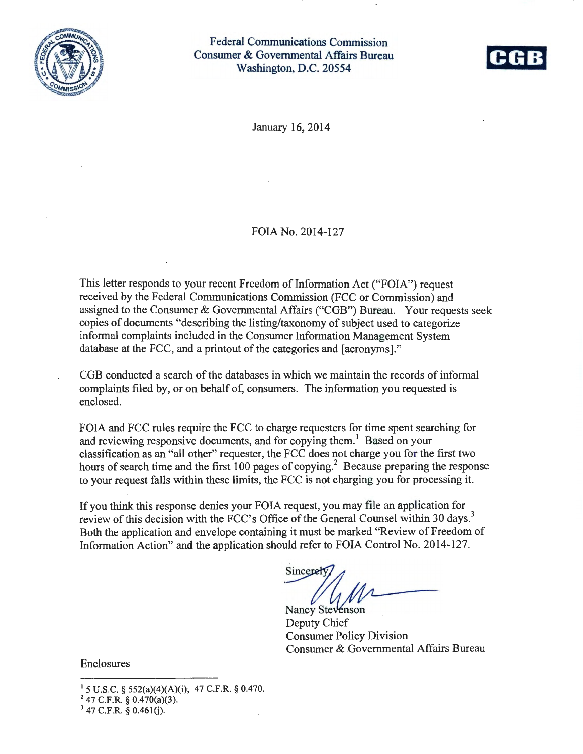Federal Communications Commission
Consumer & Governmental Affairs Bureau
Washington, D.C. 20554

CGB

January 16, 2014

FOIA No. 2014-127

This letter responds to your recent Freedom of Information Act ("FOIA") request received by the Federal Communications Commission (FCC or Commission) and assigned to the Consumer & Governmental Affairs ("CGB") Bureau. Your requests seek copies of documents "describing the listing/taxonomy of subject used to categorize informal complaints included in the Consumer Information Management System database at the FCC, and a printout of the categories and [acronyms]."

CGB conducted a search of the databases in which we maintain the records of informal complaints filed by, or on behalf of, consumers. The information you requested is enclosed.

FOIA and FCC rules require the FCC to charge requesters for time spent searching for and reviewing responsive documents, and for copying them.[1] Based on your classification as an "all other" requester, the FCC does not charge you for the first two hours of search time and the first 100 pages of copying.[2] Because preparing the response to your request falls within these limits, the FCC is not charging you for processing it.

If you think this response denies your FOIA request, you may file an application for review of this decision with the FCC's Office of the General Counsel within 30 days.[3] Both the application and envelope containing it must be marked "Review of Freedom of Information Action" and the application should refer to FOIA Control No. 2014-127.

Sincerely,

Nancy Stevenson
Deputy Chief
Consumer Policy Division
Consumer & Governmental Affairs Bureau

Enclosures

---

[1] 5 U.S.C. § 552(a)(4)(A)(i); 47 C.F.R. § 0.470.
[2] 47 C.F.R. § 0.470(a)(3).
[3] 47 C.F.R. § 0.461(j).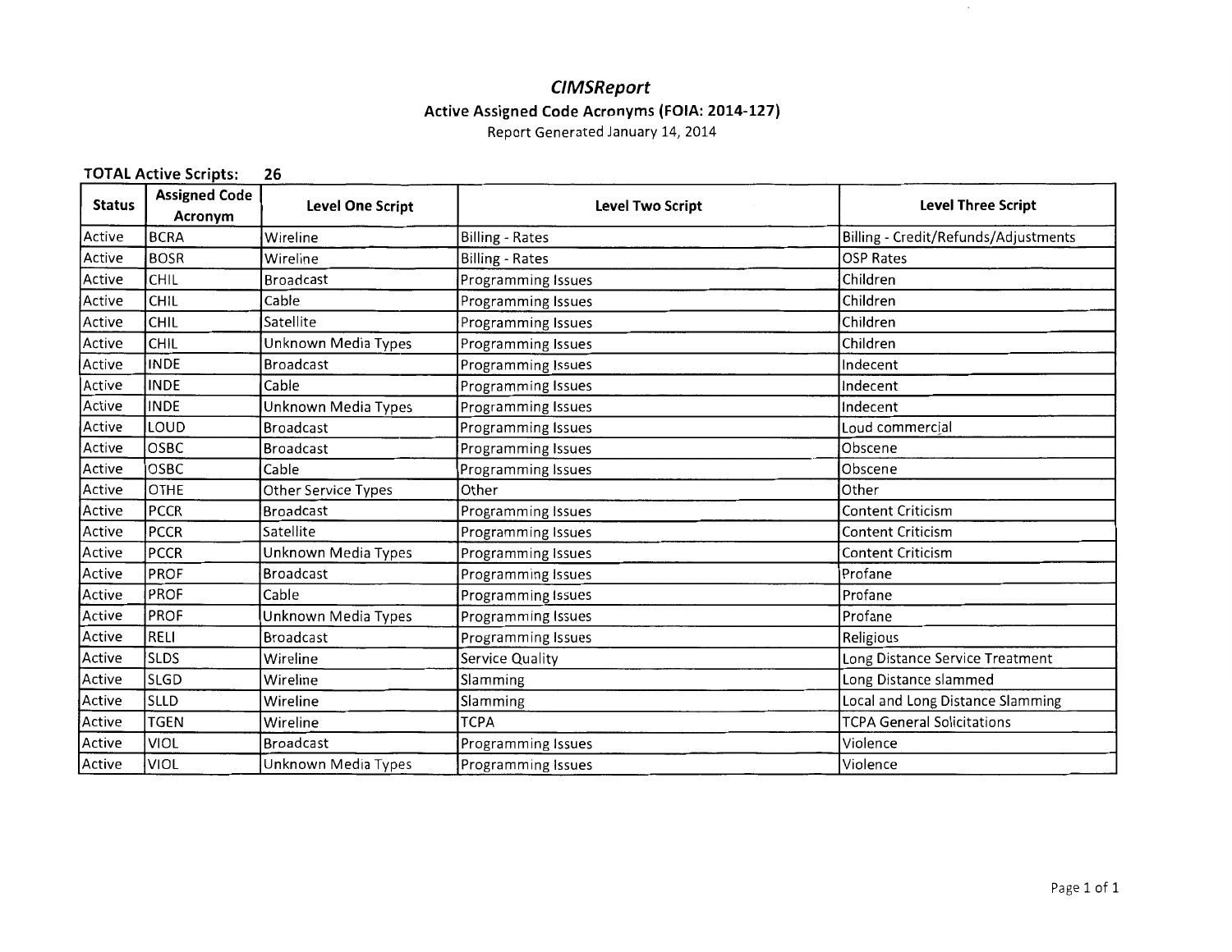# *CIMSReport*

**Active Assigned Code Acronyms (FOIA: 2014-127)**

Report Generated January 14, 2014

**TOTAL Active Scripts: 26**

| Status | Assigned Code Acronym | Level One Script | Level Two Script | Level Three Script |
|---|---|---|---|---|
| Active | BCRA | Wireline | Billing - Rates | Billing - Credit/Refunds/Adjustments |
| Active | BOSR | Wireline | Billing - Rates | OSP Rates |
| Active | CHIL | Broadcast | Programming Issues | Children |
| Active | CHIL | Cable | Programming Issues | Children |
| Active | CHIL | Satellite | Programming Issues | Children |
| Active | CHIL | Unknown Media Types | Programming Issues | Children |
| Active | INDE | Broadcast | Programming Issues | Indecent |
| Active | INDE | Cable | Programming Issues | Indecent |
| Active | INDE | Unknown Media Types | Programming Issues | Indecent |
| Active | LOUD | Broadcast | Programming Issues | Loud commercial |
| Active | OSBC | Broadcast | Programming Issues | Obscene |
| Active | OSBC | Cable | Programming Issues | Obscene |
| Active | OTHE | Other Service Types | Other | Other |
| Active | PCCR | Broadcast | Programming Issues | Content Criticism |
| Active | PCCR | Satellite | Programming Issues | Content Criticism |
| Active | PCCR | Unknown Media Types | Programming Issues | Content Criticism |
| Active | PROF | Broadcast | Programming Issues | Profane |
| Active | PROF | Cable | Programming Issues | Profane |
| Active | PROF | Unknown Media Types | Programming Issues | Profane |
| Active | RELI | Broadcast | Programming Issues | Religious |
| Active | SLDS | Wireline | Service Quality | Long Distance Service Treatment |
| Active | SLGD | Wireline | Slamming | Long Distance slammed |
| Active | SLLD | Wireline | Slamming | Local and Long Distance Slamming |
| Active | TGEN | Wireline | TCPA | TCPA General Solicitations |
| Active | VIOL | Broadcast | Programming Issues | Violence |
| Active | VIOL | Unknown Media Types | Programming Issues | Violence |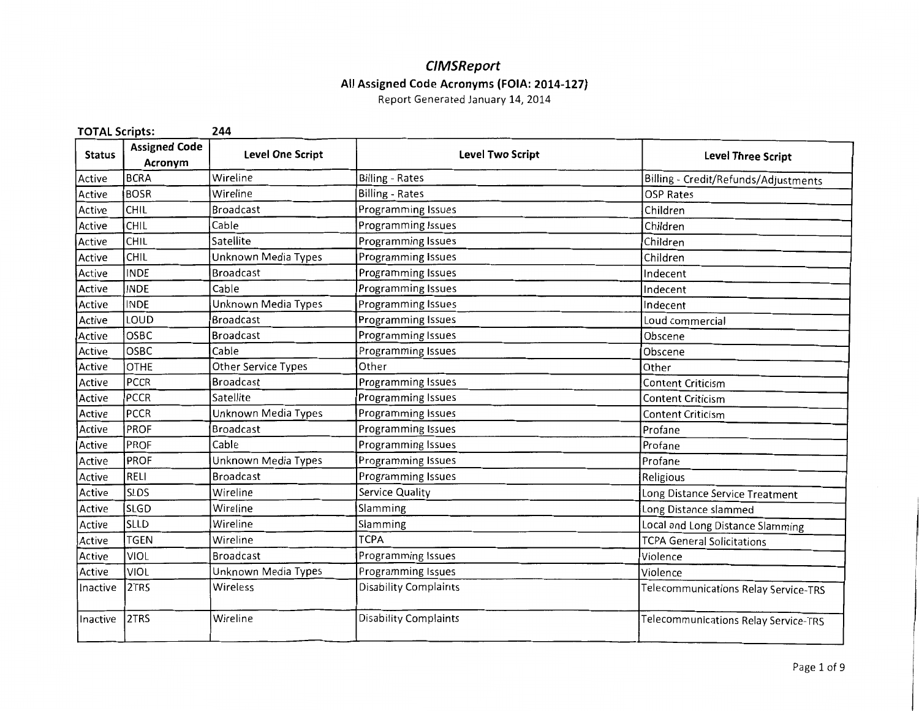# *CIMSReport*

**All Assigned Code Acronyms (FOIA: 2014-127)**

Report Generated January 14, 2014

**TOTAL Scripts:** 244

| Status | Assigned Code Acronym | Level One Script | Level Two Script | Level Three Script |
|---|---|---|---|---|
| Active | BCRA | Wireline | Billing - Rates | Billing - Credit/Refunds/Adjustments |
| Active | BOSR | Wireline | Billing - Rates | OSP Rates |
| Active | CHIL | Broadcast | Programming Issues | Children |
| Active | CHIL | Cable | Programming Issues | Children |
| Active | CHIL | Satellite | Programming Issues | Children |
| Active | CHIL | Unknown Media Types | Programming Issues | Children |
| Active | INDE | Broadcast | Programming Issues | Indecent |
| Active | INDE | Cable | Programming Issues | Indecent |
| Active | INDE | Unknown Media Types | Programming Issues | Indecent |
| Active | LOUD | Broadcast | Programming Issues | Loud commercial |
| Active | OSBC | Broadcast | Programming Issues | Obscene |
| Active | OSBC | Cable | Programming Issues | Obscene |
| Active | OTHE | Other Service Types | Other | Other |
| Active | PCCR | Broadcast | Programming Issues | Content Criticism |
| Active | PCCR | Satellite | Programming Issues | Content Criticism |
| Active | PCCR | Unknown Media Types | Programming Issues | Content Criticism |
| Active | PROF | Broadcast | Programming Issues | Profane |
| Active | PROF | Cable | Programming Issues | Profane |
| Active | PROF | Unknown Media Types | Programming Issues | Profane |
| Active | RELI | Broadcast | Programming Issues | Religious |
| Active | SLDS | Wireline | Service Quality | Long Distance Service Treatment |
| Active | SLGD | Wireline | Slamming | Long Distance slammed |
| Active | SLLD | Wireline | Slamming | Local and Long Distance Slamming |
| Active | TGEN | Wireline | TCPA | TCPA General Solicitations |
| Active | VIOL | Broadcast | Programming Issues | Violence |
| Active | VIOL | Unknown Media Types | Programming Issues | Violence |
| Inactive | 2TRS | Wireless | Disability Complaints | Telecommunications Relay Service-TRS |
| Inactive | 2TRS | Wireline | Disability Complaints | Telecommunications Relay Service-TRS |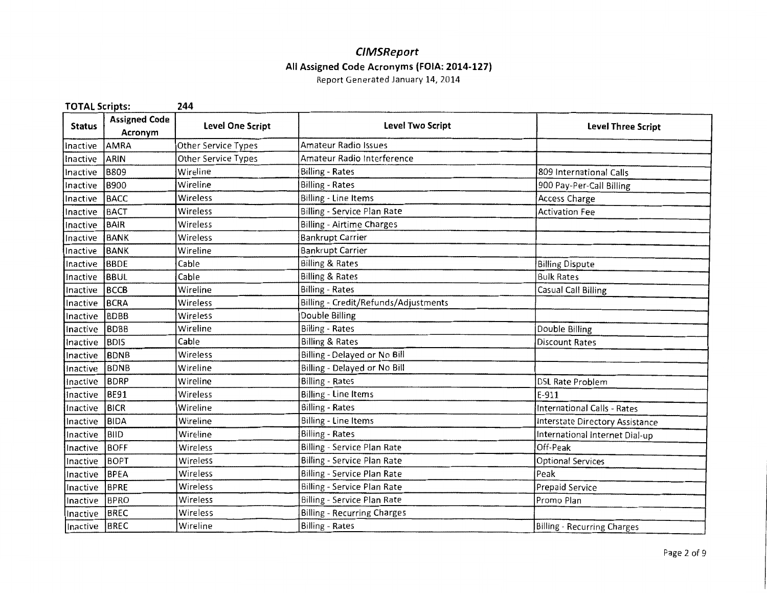# *CIMSReport*

## All Assigned Code Acronyms (FOIA: 2014-127)

Report Generated January 14, 2014

**TOTAL Scripts:** **244**

| Status | Assigned Code Acronym | Level One Script | Level Two Script | Level Three Script |
|---|---|---|---|---|
| Inactive | AMRA | Other Service Types | Amateur Radio Issues | |
| Inactive | ARIN | Other Service Types | Amateur Radio Interference | |
| Inactive | B809 | Wireline | Billing - Rates | 809 International Calls |
| Inactive | B900 | Wireline | Billing - Rates | 900 Pay-Per-Call Billing |
| Inactive | BACC | Wireless | Billing - Line Items | Access Charge |
| Inactive | BACT | Wireless | Billing - Service Plan Rate | Activation Fee |
| Inactive | BAIR | Wireless | Billing - Airtime Charges | |
| Inactive | BANK | Wireless | Bankrupt Carrier | |
| Inactive | BANK | Wireline | Bankrupt Carrier | |
| Inactive | BBDE | Cable | Billing & Rates | Billing Dispute |
| Inactive | BBUL | Cable | Billing & Rates | Bulk Rates |
| Inactive | BCCB | Wireline | Billing - Rates | Casual Call Billing |
| Inactive | BCRA | Wireless | Billing - Credit/Refunds/Adjustments | |
| Inactive | BDBB | Wireless | Double Billing | |
| Inactive | BDBB | Wireline | Billing - Rates | Double Billing |
| Inactive | BDIS | Cable | Billing & Rates | Discount Rates |
| Inactive | BDNB | Wireless | Billing - Delayed or No Bill | |
| Inactive | BDNB | Wireline | Billing - Delayed or No Bill | |
| Inactive | BDRP | Wireline | Billing - Rates | DSL Rate Problem |
| Inactive | BE91 | Wireless | Billing - Line Items | E-911 |
| Inactive | BICR | Wireline | Billing - Rates | International Calls - Rates |
| Inactive | BIDA | Wireline | Billing - Line Items | Interstate Directory Assistance |
| Inactive | BIID | Wireline | Billing - Rates | International Internet Dial-up |
| Inactive | BOFF | Wireless | Billing - Service Plan Rate | Off-Peak |
| Inactive | BOPT | Wireless | Billing - Service Plan Rate | Optional Services |
| Inactive | BPEA | Wireless | Billing - Service Plan Rate | Peak |
| Inactive | BPRE | Wireless | Billing - Service Plan Rate | Prepaid Service |
| Inactive | BPRO | Wireless | Billing - Service Plan Rate | Promo Plan |
| Inactive | BREC | Wireless | Billing - Recurring Charges | |
| Inactive | BREC | Wireline | Billing - Rates | Billing - Recurring Charges |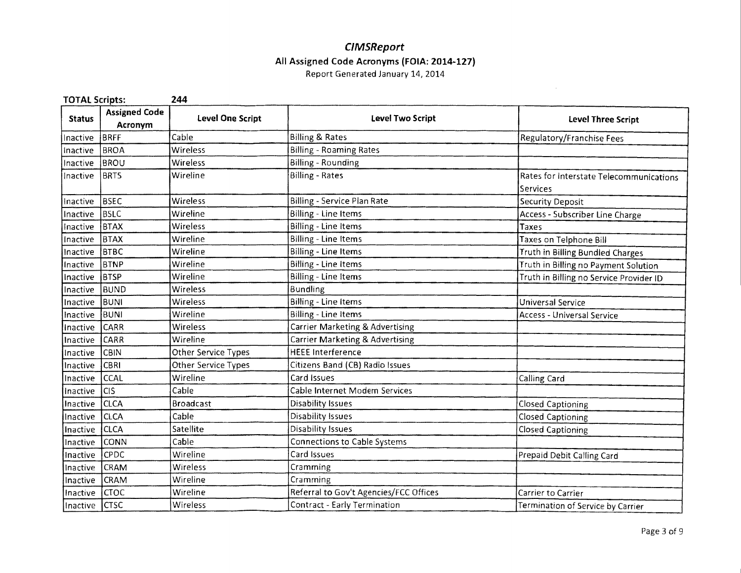# *CIMSReport*

## All Assigned Code Acronyms (FOIA: 2014-127)

Report Generated January 14, 2014

**TOTAL Scripts:** **244**

| Status | Assigned Code Acronym | Level One Script | Level Two Script | Level Three Script |
|---|---|---|---|---|
| Inactive | BRFF | Cable | Billing & Rates | Regulatory/Franchise Fees |
| Inactive | BROA | Wireless | Billing - Roaming Rates | |
| Inactive | BROU | Wireless | Billing - Rounding | |
| Inactive | BRTS | Wireline | Billing - Rates | Rates for Interstate Telecommunications Services |
| Inactive | BSEC | Wireless | Billing - Service Plan Rate | Security Deposit |
| Inactive | BSLC | Wireline | Billing - Line Items | Access - Subscriber Line Charge |
| Inactive | BTAX | Wireless | Billing - Line Items | Taxes |
| Inactive | BTAX | Wireline | Billing - Line Items | Taxes on Telphone Bill |
| Inactive | BTBC | Wireline | Billing - Line Items | Truth in Billing Bundled Charges |
| Inactive | BTNP | Wireline | Billing - Line Items | Truth in Billing no Payment Solution |
| Inactive | BTSP | Wireline | Billing - Line Items | Truth in Billing no Service Provider ID |
| Inactive | BUND | Wireless | Bundling | |
| Inactive | BUNI | Wireless | Billing - Line Items | Universal Service |
| Inactive | BUNI | Wireline | Billing - Line Items | Access - Universal Service |
| Inactive | CARR | Wireless | Carrier Marketing & Advertising | |
| Inactive | CARR | Wireline | Carrier Marketing & Advertising | |
| Inactive | CBIN | Other Service Types | HEEE Interference | |
| Inactive | CBRI | Other Service Types | Citizens Band (CB) Radio Issues | |
| Inactive | CCAL | Wireline | Card Issues | Calling Card |
| Inactive | CIS | Cable | Cable Internet Modem Services | |
| Inactive | CLCA | Broadcast | Disability Issues | Closed Captioning |
| Inactive | CLCA | Cable | Disability Issues | Closed Captioning |
| Inactive | CLCA | Satellite | Disability Issues | Closed Captioning |
| Inactive | CONN | Cable | Connections to Cable Systems | |
| Inactive | CPDC | Wireline | Card Issues | Prepaid Debit Calling Card |
| Inactive | CRAM | Wireless | Cramming | |
| Inactive | CRAM | Wireline | Cramming | |
| Inactive | CTOC | Wireline | Referral to Gov't Agencies/FCC Offices | Carrier to Carrier |
| Inactive | CTSC | Wireless | Contract - Early Termination | Termination of Service by Carrier |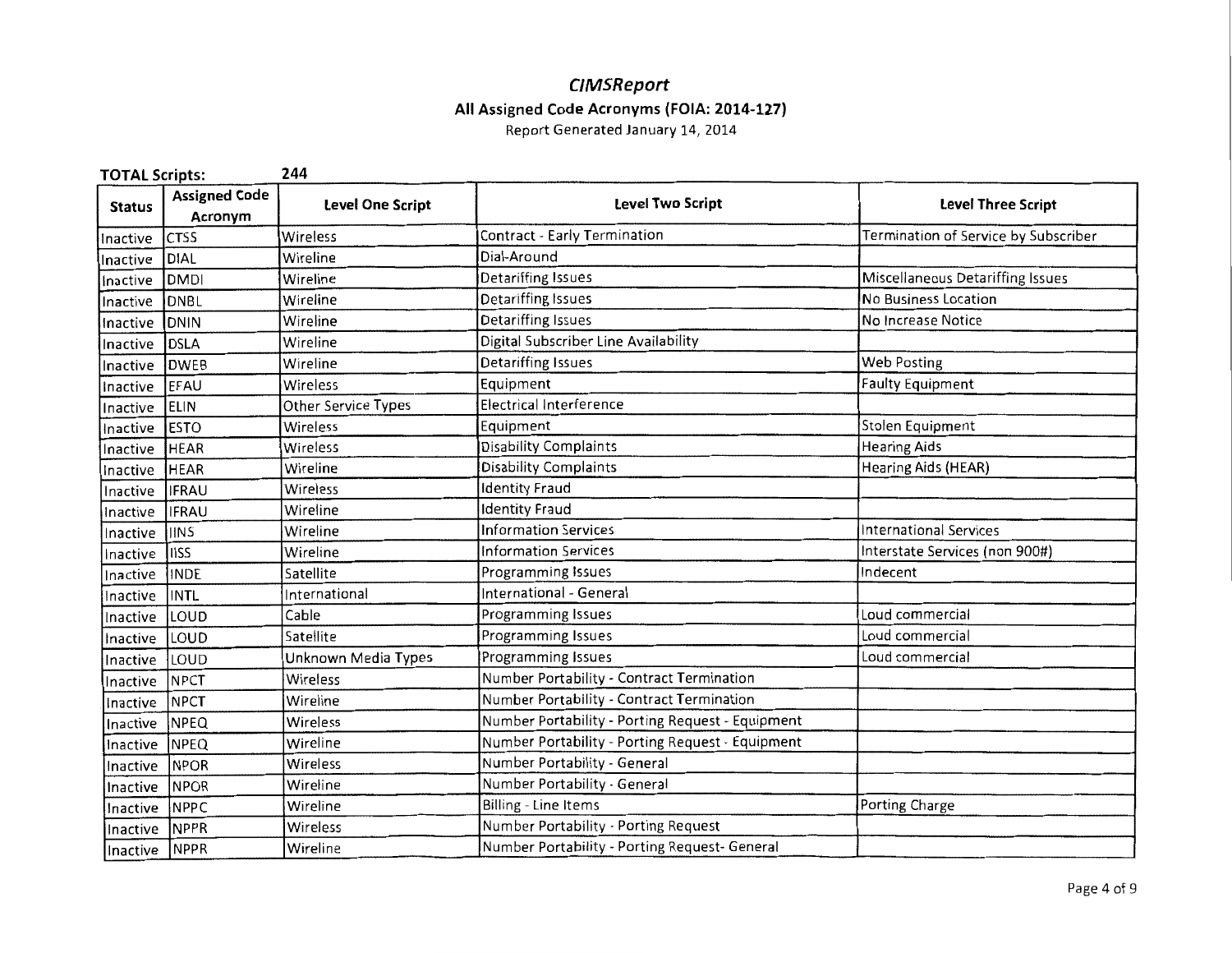# *CIMSReport*

**All Assigned Code Acronyms (FOIA: 2014-127)**

Report Generated January 14, 2014

**TOTAL Scripts:** 244

| Status | Assigned Code Acronym | Level One Script | Level Two Script | Level Three Script |
|---|---|---|---|---|
| Inactive | CTSS | Wireless | Contract - Early Termination | Termination of Service by Subscriber |
| Inactive | DIAL | Wireline | Dial-Around | |
| Inactive | DMDI | Wireline | Detariffing Issues | Miscellaneous Detariffing Issues |
| Inactive | DNBL | Wireline | Detariffing Issues | No Business Location |
| Inactive | DNIN | Wireline | Detariffing Issues | No Increase Notice |
| Inactive | DSLA | Wireline | Digital Subscriber Line Availability | |
| Inactive | DWEB | Wireline | Detariffing Issues | Web Posting |
| Inactive | EFAU | Wireless | Equipment | Faulty Equipment |
| Inactive | ELIN | Other Service Types | Electrical Interference | |
| Inactive | ESTO | Wireless | Equipment | Stolen Equipment |
| Inactive | HEAR | Wireless | Disability Complaints | Hearing Aids |
| Inactive | HEAR | Wireline | Disability Complaints | Hearing Aids (HEAR) |
| Inactive | IFRAU | Wireless | Identity Fraud | |
| Inactive | IFRAU | Wireline | Identity Fraud | |
| Inactive | IINS | Wireline | Information Services | International Services |
| Inactive | IISS | Wireline | Information Services | Interstate Services (non 900#) |
| Inactive | INDE | Satellite | Programming Issues | Indecent |
| Inactive | INTL | International | International - General | |
| Inactive | LOUD | Cable | Programming Issues | Loud commercial |
| Inactive | LOUD | Satellite | Programming Issues | Loud commercial |
| Inactive | LOUD | Unknown Media Types | Programming Issues | Loud commercial |
| Inactive | NPCT | Wireless | Number Portability - Contract Termination | |
| Inactive | NPCT | Wireline | Number Portability - Contract Termination | |
| Inactive | NPEQ | Wireless | Number Portability - Porting Request - Equipment | |
| Inactive | NPEQ | Wireline | Number Portability - Porting Request - Equipment | |
| Inactive | NPOR | Wireless | Number Portability - General | |
| Inactive | NPOR | Wireline | Number Portability - General | |
| Inactive | NPPC | Wireline | Billing - Line Items | Porting Charge |
| Inactive | NPPR | Wireless | Number Portability - Porting Request | |
| Inactive | NPPR | Wireline | Number Portability - Porting Request- General | |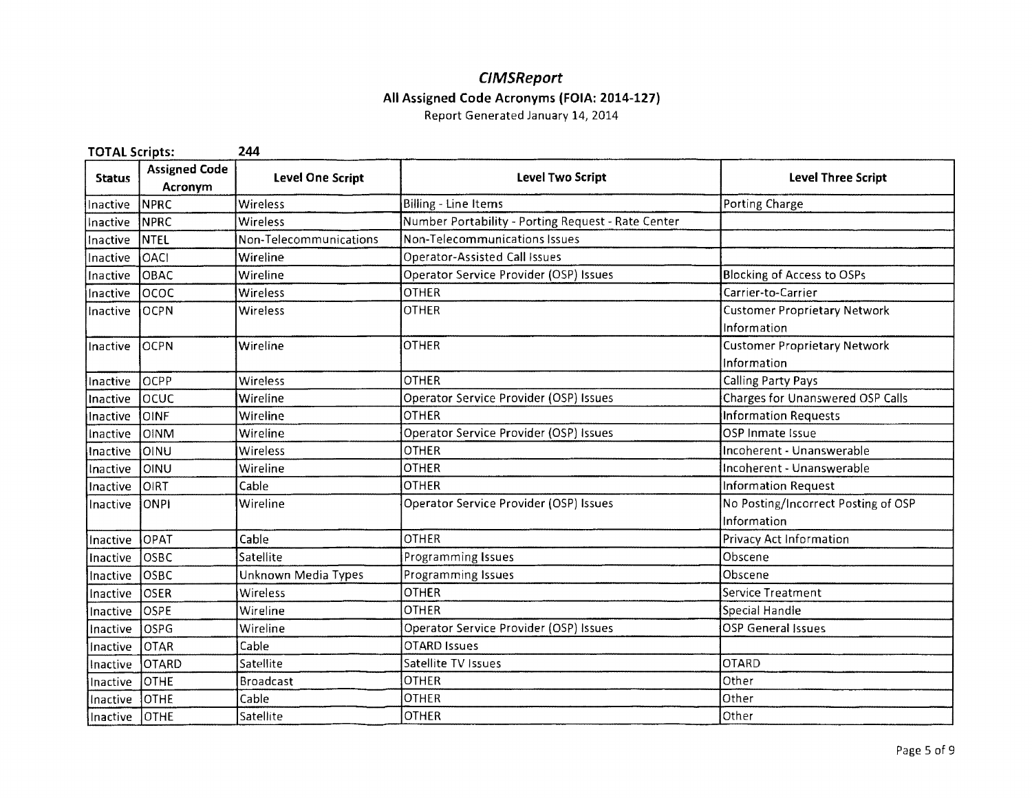# *CIMSReport*

## All Assigned Code Acronyms (FOIA: 2014-127)

Report Generated January 14, 2014

**TOTAL Scripts:** **244**

| Status | Assigned Code Acronym | Level One Script | Level Two Script | Level Three Script |
|---|---|---|---|---|
| Inactive | NPRC | Wireless | Billing - Line Items | Porting Charge |
| Inactive | NPRC | Wireless | Number Portability - Porting Request - Rate Center | |
| Inactive | NTEL | Non-Telecommunications | Non-Telecommunications Issues | |
| Inactive | OACI | Wireline | Operator-Assisted Call Issues | |
| Inactive | OBAC | Wireline | Operator Service Provider (OSP) Issues | Blocking of Access to OSPs |
| Inactive | OCOC | Wireless | OTHER | Carrier-to-Carrier |
| Inactive | OCPN | Wireless | OTHER | Customer Proprietary Network Information |
| Inactive | OCPN | Wireline | OTHER | Customer Proprietary Network Information |
| Inactive | OCPP | Wireless | OTHER | Calling Party Pays |
| Inactive | OCUC | Wireline | Operator Service Provider (OSP) Issues | Charges for Unanswered OSP Calls |
| Inactive | OINF | Wireline | OTHER | Information Requests |
| Inactive | OINM | Wireline | Operator Service Provider (OSP) Issues | OSP Inmate Issue |
| Inactive | OINU | Wireless | OTHER | Incoherent - Unanswerable |
| Inactive | OINU | Wireline | OTHER | Incoherent - Unanswerable |
| Inactive | OIRT | Cable | OTHER | Information Request |
| Inactive | ONPI | Wireline | Operator Service Provider (OSP) Issues | No Posting/Incorrect Posting of OSP Information |
| Inactive | OPAT | Cable | OTHER | Privacy Act Information |
| Inactive | OSBC | Satellite | Programming Issues | Obscene |
| Inactive | OSBC | Unknown Media Types | Programming Issues | Obscene |
| Inactive | OSER | Wireless | OTHER | Service Treatment |
| Inactive | OSPE | Wireline | OTHER | Special Handle |
| Inactive | OSPG | Wireline | Operator Service Provider (OSP) Issues | OSP General Issues |
| Inactive | OTAR | Cable | OTARD Issues | |
| Inactive | OTARD | Satellite | Satellite TV Issues | OTARD |
| Inactive | OTHE | Broadcast | OTHER | Other |
| Inactive | OTHE | Cable | OTHER | Other |
| Inactive | OTHE | Satellite | OTHER | Other |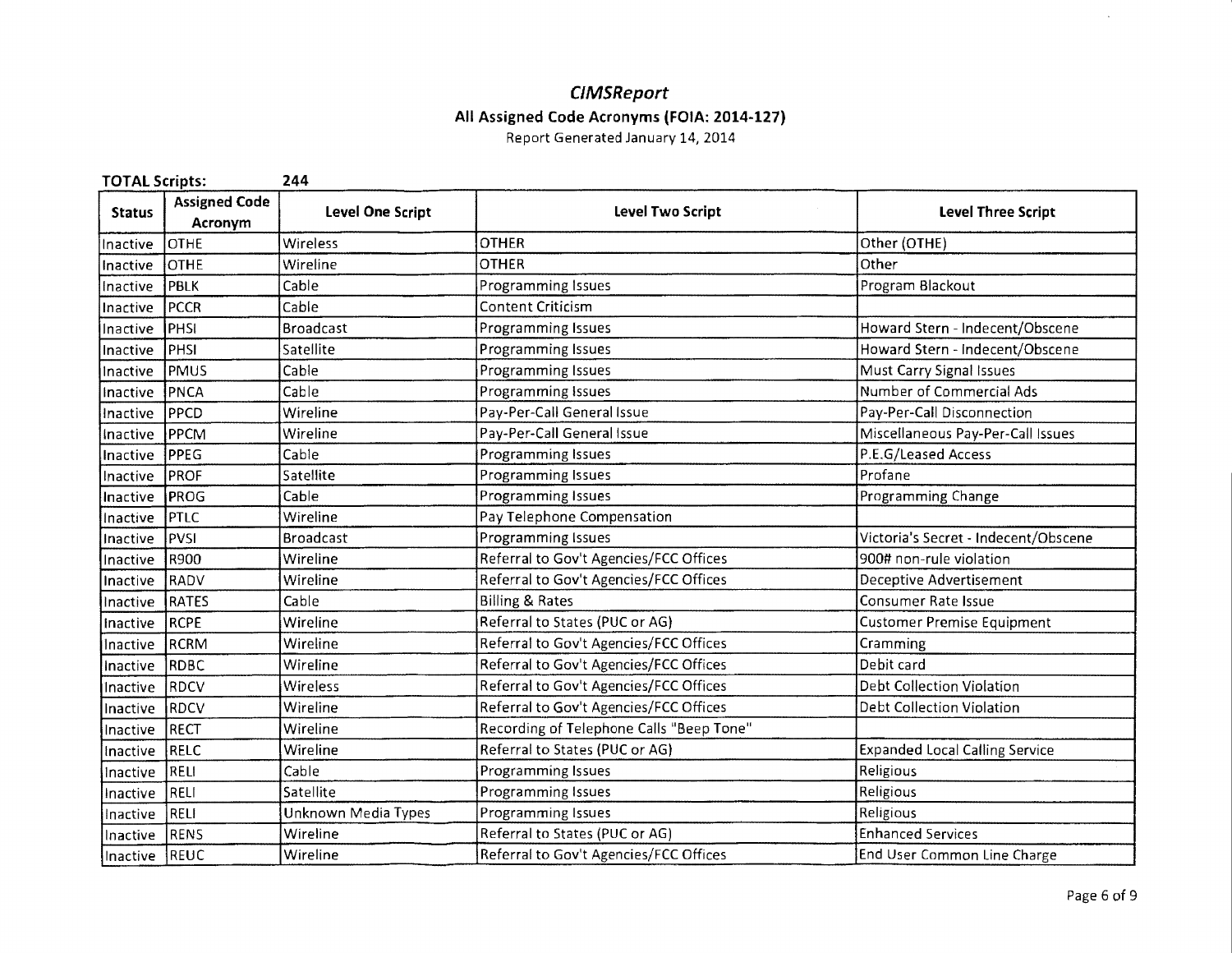# *CIMSReport*

## All Assigned Code Acronyms (FOIA: 2014-127)

Report Generated January 14, 2014

**TOTAL Scripts:** 244

| Status | Assigned Code Acronym | Level One Script | Level Two Script | Level Three Script |
|---|---|---|---|---|
| Inactive | OTHE | Wireless | OTHER | Other (OTHE) |
| Inactive | OTHE | Wireline | OTHER | Other |
| Inactive | PBLK | Cable | Programming Issues | Program Blackout |
| Inactive | PCCR | Cable | Content Criticism | |
| Inactive | PHSI | Broadcast | Programming Issues | Howard Stern - Indecent/Obscene |
| Inactive | PHSI | Satellite | Programming Issues | Howard Stern - Indecent/Obscene |
| Inactive | PMUS | Cable | Programming Issues | Must Carry Signal Issues |
| Inactive | PNCA | Cable | Programming Issues | Number of Commercial Ads |
| Inactive | PPCD | Wireline | Pay-Per-Call General Issue | Pay-Per-Call Disconnection |
| Inactive | PPCM | Wireline | Pay-Per-Call General Issue | Miscellaneous Pay-Per-Call Issues |
| Inactive | PPEG | Cable | Programming Issues | P.E.G/Leased Access |
| Inactive | PROF | Satellite | Programming Issues | Profane |
| Inactive | PROG | Cable | Programming Issues | Programming Change |
| Inactive | PTLC | Wireline | Pay Telephone Compensation | |
| Inactive | PVSI | Broadcast | Programming Issues | Victoria's Secret - Indecent/Obscene |
| Inactive | R900 | Wireline | Referral to Gov't Agencies/FCC Offices | 900# non-rule violation |
| Inactive | RADV | Wireline | Referral to Gov't Agencies/FCC Offices | Deceptive Advertisement |
| Inactive | RATES | Cable | Billing & Rates | Consumer Rate Issue |
| Inactive | RCPE | Wireline | Referral to States (PUC or AG) | Customer Premise Equipment |
| Inactive | RCRM | Wireline | Referral to Gov't Agencies/FCC Offices | Cramming |
| Inactive | RDBC | Wireline | Referral to Gov't Agencies/FCC Offices | Debit card |
| Inactive | RDCV | Wireless | Referral to Gov't Agencies/FCC Offices | Debt Collection Violation |
| Inactive | RDCV | Wireline | Referral to Gov't Agencies/FCC Offices | Debt Collection Violation |
| Inactive | RECT | Wireline | Recording of Telephone Calls "Beep Tone" | |
| Inactive | RELC | Wireline | Referral to States (PUC or AG) | Expanded Local Calling Service |
| Inactive | RELI | Cable | Programming Issues | Religious |
| Inactive | RELI | Satellite | Programming Issues | Religious |
| Inactive | RELI | Unknown Media Types | Programming Issues | Religious |
| Inactive | RENS | Wireline | Referral to States (PUC or AG) | Enhanced Services |
| Inactive | REUC | Wireline | Referral to Gov't Agencies/FCC Offices | End User Common Line Charge |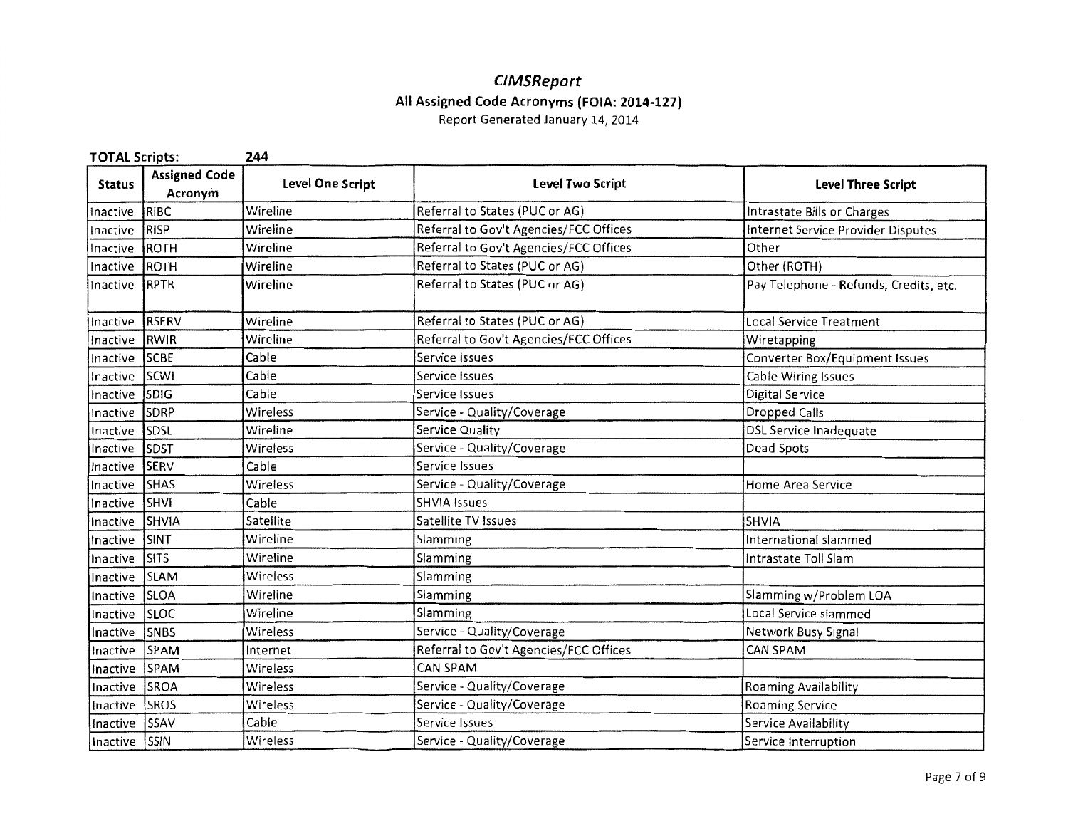# *CIMSReport*

## All Assigned Code Acronyms (FOIA: 2014-127)

Report Generated January 14, 2014

**TOTAL Scripts:** **244**

| Status | Assigned Code Acronym | Level One Script | Level Two Script | Level Three Script |
|---|---|---|---|---|
| Inactive | RIBC | Wireline | Referral to States (PUC or AG) | Intrastate Bills or Charges |
| Inactive | RISP | Wireline | Referral to Gov't Agencies/FCC Offices | Internet Service Provider Disputes |
| Inactive | ROTH | Wireline | Referral to Gov't Agencies/FCC Offices | Other |
| Inactive | ROTH | Wireline | Referral to States (PUC or AG) | Other (ROTH) |
| Inactive | RPTR | Wireline | Referral to States (PUC or AG) | Pay Telephone - Refunds, Credits, etc. |
| Inactive | RSERV | Wireline | Referral to States (PUC or AG) | Local Service Treatment |
| Inactive | RWIR | Wireline | Referral to Gov't Agencies/FCC Offices | Wiretapping |
| Inactive | SCBE | Cable | Service Issues | Converter Box/Equipment Issues |
| Inactive | SCWI | Cable | Service Issues | Cable Wiring Issues |
| Inactive | SDIG | Cable | Service Issues | Digital Service |
| Inactive | SDRP | Wireless | Service - Quality/Coverage | Dropped Calls |
| Inactive | SDSL | Wireline | Service Quality | DSL Service Inadequate |
| Inactive | SDST | Wireless | Service - Quality/Coverage | Dead Spots |
| Inactive | SERV | Cable | Service Issues | |
| Inactive | SHAS | Wireless | Service - Quality/Coverage | Home Area Service |
| Inactive | SHVI | Cable | SHVIA Issues | |
| Inactive | SHVIA | Satellite | Satellite TV Issues | SHVIA |
| Inactive | SINT | Wireline | Slamming | International slammed |
| Inactive | SITS | Wireline | Slamming | Intrastate Toll Slam |
| Inactive | SLAM | Wireless | Slamming | |
| Inactive | SLOA | Wireline | Slamming | Slamming w/Problem LOA |
| Inactive | SLOC | Wireline | Slamming | Local Service slammed |
| Inactive | SNBS | Wireless | Service - Quality/Coverage | Network Busy Signal |
| Inactive | SPAM | Internet | Referral to Gov't Agencies/FCC Offices | CAN SPAM |
| Inactive | SPAM | Wireless | CAN SPAM | |
| Inactive | SROA | Wireless | Service - Quality/Coverage | Roaming Availability |
| Inactive | SROS | Wireless | Service - Quality/Coverage | Roaming Service |
| Inactive | SSAV | Cable | Service Issues | Service Availability |
| Inactive | SSIN | Wireless | Service - Quality/Coverage | Service Interruption |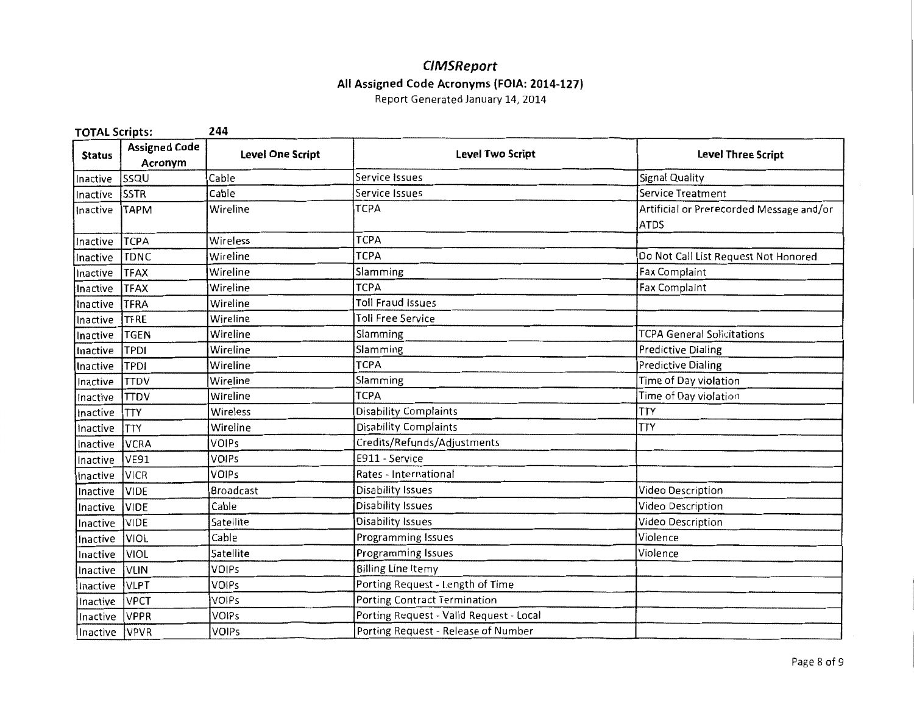# *CIMSReport*

## All Assigned Code Acronyms (FOIA: 2014-127)

Report Generated January 14, 2014

**TOTAL Scripts:** 244

| Status | Assigned Code Acronym | Level One Script | Level Two Script | Level Three Script |
|---|---|---|---|---|
| Inactive | SSQU | Cable | Service Issues | Signal Quality |
| Inactive | SSTR | Cable | Service Issues | Service Treatment |
| Inactive | TAPM | Wireline | TCPA | Artificial or Prerecorded Message and/or ATDS |
| Inactive | TCPA | Wireless | TCPA | |
| Inactive | TDNC | Wireline | TCPA | Do Not Call List Request Not Honored |
| Inactive | TFAX | Wireline | Slamming | Fax Complaint |
| Inactive | TFAX | Wireline | TCPA | Fax Complaint |
| Inactive | TFRA | Wireline | Toll Fraud Issues | |
| Inactive | TFRE | Wireline | Toll Free Service | |
| Inactive | TGEN | Wireline | Slamming | TCPA General Solicitations |
| Inactive | TPDI | Wireline | Slamming | Predictive Dialing |
| Inactive | TPDI | Wireline | TCPA | Predictive Dialing |
| Inactive | TTDV | Wireline | Slamming | Time of Day violation |
| Inactive | TTDV | Wireline | TCPA | Time of Day violation |
| Inactive | TTY | Wireless | Disability Complaints | TTY |
| Inactive | TTY | Wireline | Disability Complaints | TTY |
| Inactive | VCRA | VOIPs | Credits/Refunds/Adjustments | |
| Inactive | VE91 | VOIPs | E911 - Service | |
| Inactive | VICR | VOIPs | Rates - International | |
| Inactive | VIDE | Broadcast | Disability Issues | Video Description |
| Inactive | VIDE | Cable | Disability Issues | Video Description |
| Inactive | VIDE | Satellite | Disability Issues | Video Description |
| Inactive | VIOL | Cable | Programming Issues | Violence |
| Inactive | VIOL | Satellite | Programming Issues | Violence |
| Inactive | VLIN | VOIPs | Billing Line Itemy | |
| Inactive | VLPT | VOIPs | Porting Request - Length of Time | |
| Inactive | VPCT | VOIPs | Porting Contract Termination | |
| Inactive | VPPR | VOIPs | Porting Request - Valid Request - Local | |
| Inactive | VPVR | VOIPs | Porting Request - Release of Number | |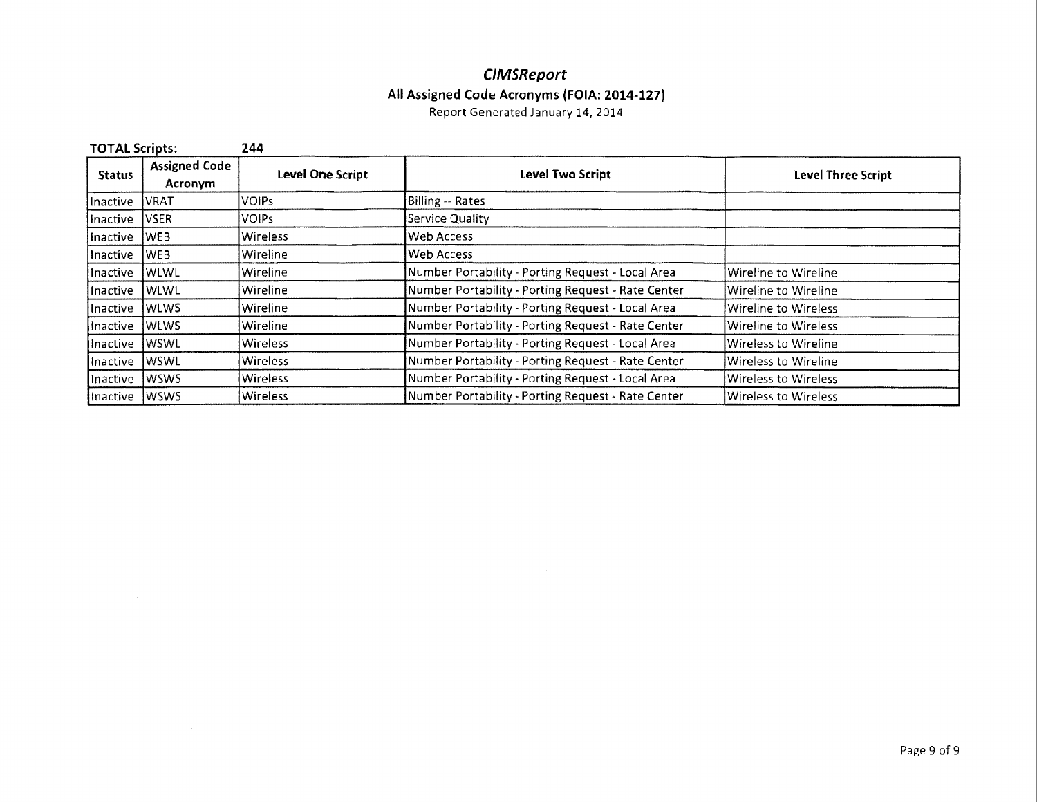# *CIMSReport*

## All Assigned Code Acronyms (FOIA: 2014-127)

Report Generated January 14, 2014

**TOTAL Scripts:** 244

| Status | Assigned Code Acronym | Level One Script | Level Two Script | Level Three Script |
|---|---|---|---|---|
| Inactive | VRAT | VOIPs | Billing -- Rates | |
| Inactive | VSER | VOIPs | Service Quality | |
| Inactive | WEB | Wireless | Web Access | |
| Inactive | WEB | Wireline | Web Access | |
| Inactive | WLWL | Wireline | Number Portability - Porting Request - Local Area | Wireline to Wireline |
| Inactive | WLWL | Wireline | Number Portability - Porting Request - Rate Center | Wireline to Wireline |
| Inactive | WLWS | Wireline | Number Portability - Porting Request - Local Area | Wireline to Wireless |
| Inactive | WLWS | Wireline | Number Portability - Porting Request - Rate Center | Wireline to Wireless |
| Inactive | WSWL | Wireless | Number Portability - Porting Request - Local Area | Wireless to Wireline |
| Inactive | WSWL | Wireless | Number Portability - Porting Request - Rate Center | Wireless to Wireline |
| Inactive | WSWS | Wireless | Number Portability - Porting Request - Local Area | Wireless to Wireless |
| Inactive | WSWS | Wireless | Number Portability - Porting Request - Rate Center | Wireless to Wireless |